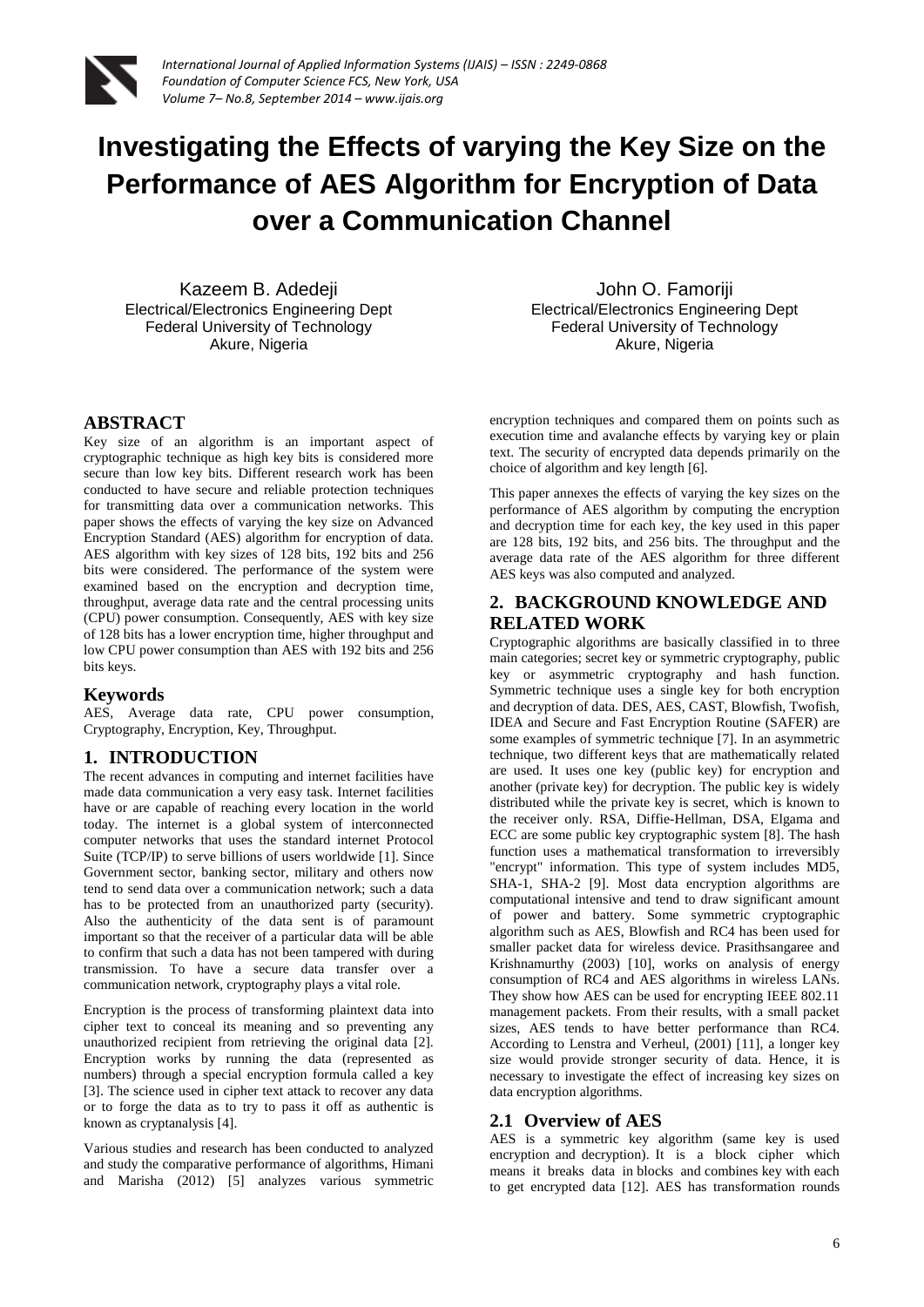# Investigating the Effects of varying the Key Size on the Performance of AES Algorithm for Encryption of Data over a Communication Channel

Kazeem B. Adedeji
Electrical/Electronics Engineering Dept
Federal University of Technology
Akure, Nigeria

John O. Famoriji
Electrical/Electronics Engineering Dept
Federal University of Technology
Akure, Nigeria

## ABSTRACT

Key size of an algorithm is an important aspect of cryptographic technique as high key bits is considered more secure than low key bits. Different research work has been conducted to have secure and reliable protection techniques for transmitting data over a communication networks. This paper shows the effects of varying the key size on Advanced Encryption Standard (AES) algorithm for encryption of data. AES algorithm with key sizes of 128 bits, 192 bits and 256 bits were considered. The performance of the system were examined based on the encryption and decryption time, throughput, average data rate and the central processing units (CPU) power consumption. Consequently, AES with key size of 128 bits has a lower encryption time, higher throughput and low CPU power consumption than AES with 192 bits and 256 bits keys.

### Keywords

AES, Average data rate, CPU power consumption, Cryptography, Encryption, Key, Throughput.

## 1. INTRODUCTION

The recent advances in computing and internet facilities have made data communication a very easy task. Internet facilities have or are capable of reaching every location in the world today. The internet is a global system of interconnected computer networks that uses the standard internet Protocol Suite (TCP/IP) to serve billions of users worldwide [1]. Since Government sector, banking sector, military and others now tend to send data over a communication network; such a data has to be protected from an unauthorized party (security). Also the authenticity of the data sent is of paramount important so that the receiver of a particular data will be able to confirm that such a data has not been tampered with during transmission. To have a secure data transfer over a communication network, cryptography plays a vital role.

Encryption is the process of transforming plaintext data into cipher text to conceal its meaning and so preventing any unauthorized recipient from retrieving the original data [2]. Encryption works by running the data (represented as numbers) through a special encryption formula called a key [3]. The science used in cipher text attack to recover any data or to forge the data as to try to pass it off as authentic is known as cryptanalysis [4].

Various studies and research has been conducted to analyzed and study the comparative performance of algorithms, Himani and Marisha (2012) [5] analyzes various symmetric encryption techniques and compared them on points such as execution time and avalanche effects by varying key or plain text. The security of encrypted data depends primarily on the choice of algorithm and key length [6].

This paper annexes the effects of varying the key sizes on the performance of AES algorithm by computing the encryption and decryption time for each key, the key used in this paper are 128 bits, 192 bits, and 256 bits. The throughput and the average data rate of the AES algorithm for three different AES keys was also computed and analyzed.

## 2. BACKGROUND KNOWLEDGE AND RELATED WORK

Cryptographic algorithms are basically classified in to three main categories; secret key or symmetric cryptography, public key or asymmetric cryptography and hash function. Symmetric technique uses a single key for both encryption and decryption of data. DES, AES, CAST, Blowfish, Twofish, IDEA and Secure and Fast Encryption Routine (SAFER) are some examples of symmetric technique [7]. In an asymmetric technique, two different keys that are mathematically related are used. It uses one key (public key) for encryption and another (private key) for decryption. The public key is widely distributed while the private key is secret, which is known to the receiver only. RSA, Diffie-Hellman, DSA, Elgama and ECC are some public key cryptographic system [8]. The hash function uses a mathematical transformation to irreversibly "encrypt" information. This type of system includes MD5, SHA-1, SHA-2 [9]. Most data encryption algorithms are computational intensive and tend to draw significant amount of power and battery. Some symmetric cryptographic algorithm such as AES, Blowfish and RC4 has been used for smaller packet data for wireless device. Prasithsangaree and Krishnamurthy (2003) [10], works on analysis of energy consumption of RC4 and AES algorithms in wireless LANs. They show how AES can be used for encrypting IEEE 802.11 management packets. From their results, with a small packet sizes, AES tends to have better performance than RC4. According to Lenstra and Verheul, (2001) [11], a longer key size would provide stronger security of data. Hence, it is necessary to investigate the effect of increasing key sizes on data encryption algorithms.

### 2.1 Overview of AES

AES is a symmetric key algorithm (same key is used encryption and decryption). It is a block cipher which means it breaks data in blocks and combines key with each to get encrypted data [12]. AES has transformation rounds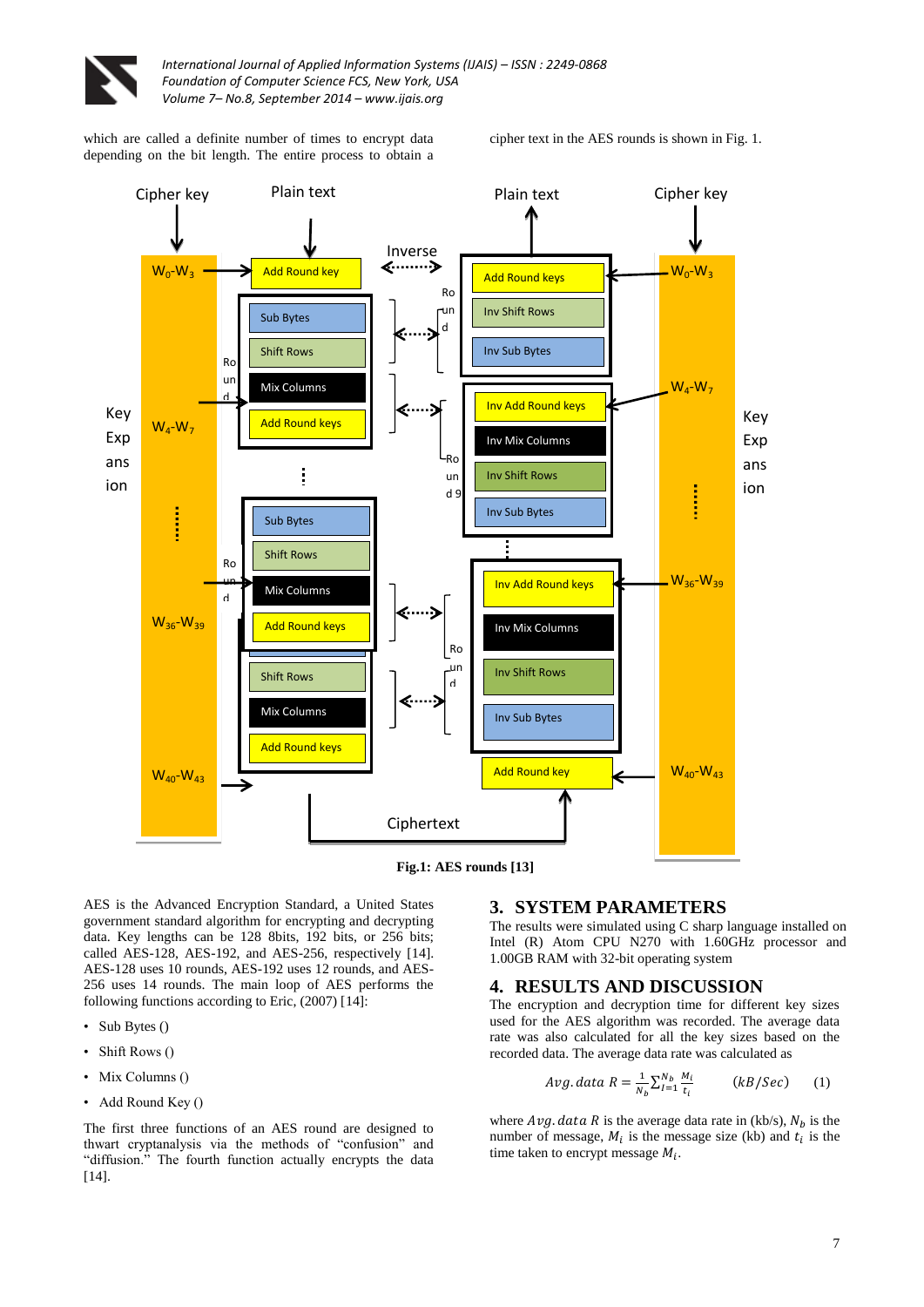which are called a definite number of times to encrypt data depending on the bit length. The entire process to obtain a cipher text in the AES rounds is shown in Fig. 1.

Fig.1: AES rounds [13]

AES is the Advanced Encryption Standard, a United States government standard algorithm for encrypting and decrypting data. Key lengths can be 128 8bits, 192 bits, or 256 bits; called AES-128, AES-192, and AES-256, respectively [14]. AES-128 uses 10 rounds, AES-192 uses 12 rounds, and AES-256 uses 14 rounds. The main loop of AES performs the following functions according to Eric, (2007) [14]:

- Sub Bytes ()
- Shift Rows ()
- Mix Columns ()
- Add Round Key ()

The first three functions of an AES round are designed to thwart cryptanalysis via the methods of "confusion" and "diffusion." The fourth function actually encrypts the data [14].

## 3. SYSTEM PARAMETERS

The results were simulated using C sharp language installed on Intel (R) Atom CPU N270 with 1.60GHz processor and 1.00GB RAM with 32-bit operating system

## 4. RESULTS AND DISCUSSION

The encryption and decryption time for different key sizes used for the AES algorithm was recorded. The average data rate was also calculated for all the key sizes based on the recorded data. The average data rate was calculated as

$$Avg.data\ R = \frac{1}{N_b}\sum_{i=1}^{N_b}\frac{M_i}{t_i} \qquad (kB/Sec) \qquad (1)$$

where $Avg.data\ R$ is the average data rate in (kb/s), $N_b$ is the number of message, $M_i$ is the message size (kb) and $t_i$ is the time taken to encrypt message $M_i$.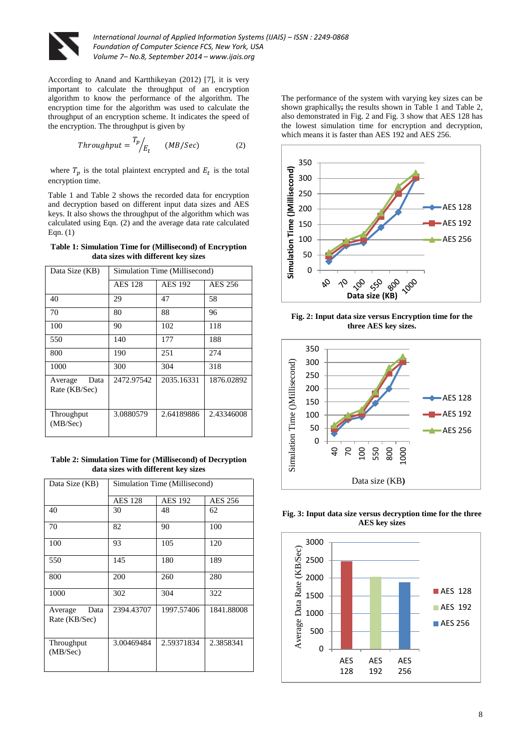According to Anand and Kartthikeyan (2012) [7], it is very important to calculate the throughput of an encryption algorithm to know the performance of the algorithm. The encryption time for the algorithm was used to calculate the throughput of an encryption scheme. It indicates the speed of the encryption. The throughput is given by

$$Throughput = {}^{T_p}/_{E_t} \quad (MB/Sec) \qquad (2)$$

where $T_p$ is the total plaintext encrypted and $E_t$ is the total encryption time.

Table 1 and Table 2 shows the recorded data for encryption and decryption based on different input data sizes and AES keys. It also shows the throughput of the algorithm which was calculated using Eqn. (2) and the average data rate calculated Eqn. (1)

**Table 1: Simulation Time for (Millisecond) of Encryption data sizes with different key sizes**

| Data Size (KB) | Simulation Time (Millisecond) | | |
|---|---|---|---|
| | AES 128 | AES 192 | AES 256 |
| 40 | 29 | 47 | 58 |
| 70 | 80 | 88 | 96 |
| 100 | 90 | 102 | 118 |
| 550 | 140 | 177 | 188 |
| 800 | 190 | 251 | 274 |
| 1000 | 300 | 304 | 318 |
| Average Data Rate (KB/Sec) | 2472.97542 | 2035.16331 | 1876.02892 |
| Throughput (MB/Sec) | 3.0880579 | 2.64189886 | 2.43346008 |

**Table 2: Simulation Time for (Millisecond) of Decryption data sizes with different key sizes**

| Data Size (KB) | Simulation Time (Millisecond) | | |
|---|---|---|---|
| | AES 128 | AES 192 | AES 256 |
| 40 | 30 | 48 | 62 |
| 70 | 82 | 90 | 100 |
| 100 | 93 | 105 | 120 |
| 550 | 145 | 180 | 189 |
| 800 | 200 | 260 | 280 |
| 1000 | 302 | 304 | 322 |
| Average Data Rate (KB/Sec) | 2394.43707 | 1997.57406 | 1841.88008 |
| Throughput (MB/Sec) | 3.00469484 | 2.59371834 | 2.3858341 |

The performance of the system with varying key sizes can be shown graphically; the results shown in Table 1 and Table 2, also demonstrated in Fig. 2 and Fig. 3 show that AES 128 has the lowest simulation time for encryption and decryption, which means it is faster than AES 192 and AES 256.

**Fig. 2: Input data size versus Encryption time for the three AES key sizes.**

**Fig. 3: Input data size versus decryption time for the three AES key sizes**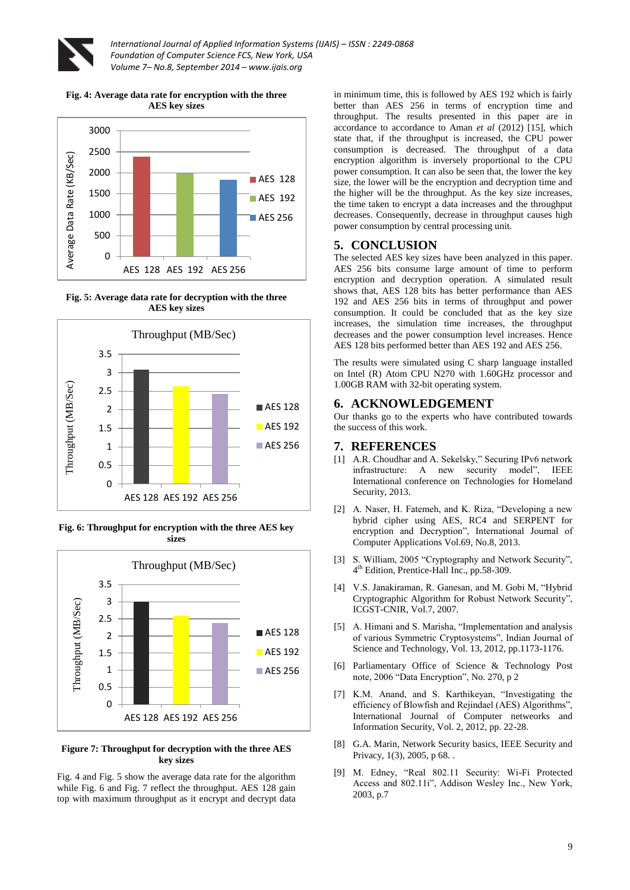**Fig. 4: Average data rate for encryption with the three AES key sizes**

**Fig. 5: Average data rate for decryption with the three AES key sizes**

**Fig. 6: Throughput for encryption with the three AES key sizes**

**Figure 7: Throughput for decryption with the three AES key sizes**

Fig. 4 and Fig. 5 show the average data rate for the algorithm while Fig. 6 and Fig. 7 reflect the throughput. AES 128 gain top with maximum throughput as it encrypt and decrypt data in minimum time, this is followed by AES 192 which is fairly better than AES 256 in terms of encryption time and throughput. The results presented in this paper are in accordance to accordance to Aman *et al* (2012) [15], which state that, if the throughput is increased, the CPU power consumption is decreased. The throughput of a data encryption algorithm is inversely proportional to the CPU power consumption. It can also be seen that, the lower the key size, the lower will be the encryption and decryption time and the higher will be the throughput. As the key size increases, the time taken to encrypt a data increases and the throughput decreases. Consequently, decrease in throughput causes high power consumption by central processing unit.

## 5. CONCLUSION

The selected AES key sizes have been analyzed in this paper. AES 256 bits consume large amount of time to perform encryption and decryption operation. A simulated result shows that, AES 128 bits has better performance than AES 192 and AES 256 bits in terms of throughput and power consumption. It could be concluded that as the key size increases, the simulation time increases, the throughput decreases and the power consumption level increases. Hence AES 128 bits performed better than AES 192 and AES 256.

The results were simulated using C sharp language installed on Intel (R) Atom CPU N270 with 1.60GHz processor and 1.00GB RAM with 32-bit operating system.

## 6. ACKNOWLEDGEMENT

Our thanks go to the experts who have contributed towards the success of this work.

## 7. REFERENCES

[1] A.R. Choudhar and A. Sekelsky," Securing IPv6 network infrastructure: A new security model", IEEE International conference on Technologies for Homeland Security, 2013.

[2] A. Naser, H. Fatemeh, and K. Riza, "Developing a new hybrid cipher using AES, RC4 and SERPENT for encryption and Decryption", International Journal of Computer Applications Vol.69, No.8, 2013.

[3] S. William, 2005 "Cryptography and Network Security", 4th Edition, Prentice-Hall Inc., pp.58-309.

[4] V.S. Janakiraman, R. Ganesan, and M. Gobi M, "Hybrid Cryptographic Algorithm for Robust Network Security", ICGST-CNIR, Vol.7, 2007.

[5] A. Himani and S. Marisha, "Implementation and analysis of various Symmetric Cryptosystems", Indian Journal of Science and Technology, Vol. 13, 2012, pp.1173-1176.

[6] Parliamentary Office of Science & Technology Post note, 2006 "Data Encryption", No. 270, p 2

[7] K.M. Anand, and S. Karthikeyan, "Investigating the efficiency of Blowfish and Rejindael (AES) Algorithms", International Journal of Computer networks and Information Security, Vol. 2, 2012, pp. 22-28.

[8] G.A. Marin, Network Security basics, IEEE Security and Privacy, 1(3), 2005, p 68. .

[9] M. Edney, "Real 802.11 Security: Wi-Fi Protected Access and 802.11i", Addison Wesley Inc., New York, 2003, p.7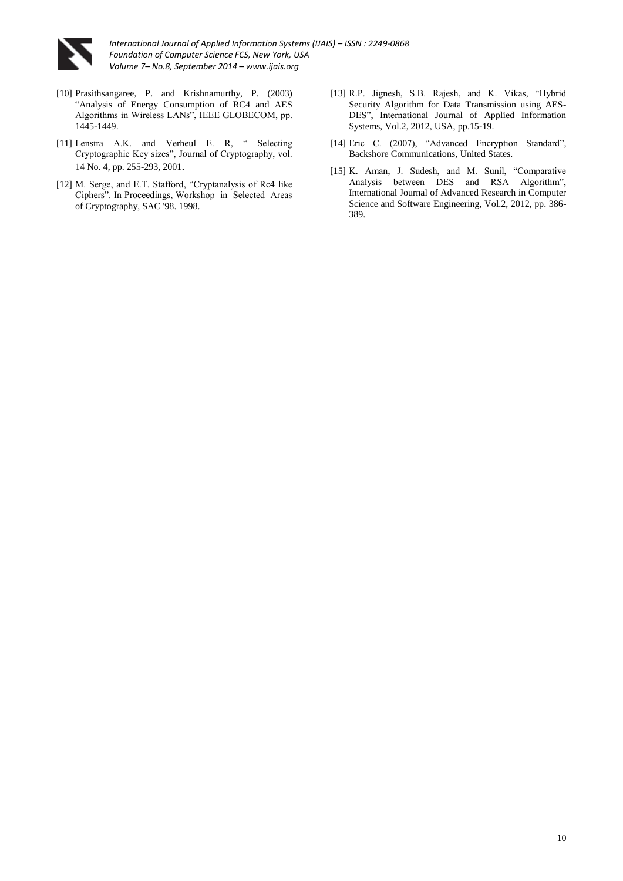[10] Prasithsangaree, P. and Krishnamurthy, P. (2003) "Analysis of Energy Consumption of RC4 and AES Algorithms in Wireless LANs", IEEE GLOBECOM, pp. 1445-1449.

[11] Lenstra A.K. and Verheul E. R, " Selecting Cryptographic Key sizes", Journal of Cryptography, vol. 14 No. 4, pp. 255-293, 2001.

[12] M. Serge, and E.T. Stafford, "Cryptanalysis of Rc4 like Ciphers". In Proceedings, Workshop in Selected Areas of Cryptography, SAC '98. 1998.

[13] R.P. Jignesh, S.B. Rajesh, and K. Vikas, "Hybrid Security Algorithm for Data Transmission using AES-DES", International Journal of Applied Information Systems, Vol.2, 2012, USA, pp.15-19.

[14] Eric C. (2007), "Advanced Encryption Standard", Backshore Communications, United States.

[15] K. Aman, J. Sudesh, and M. Sunil, "Comparative Analysis between DES and RSA Algorithm", International Journal of Advanced Research in Computer Science and Software Engineering, Vol.2, 2012, pp. 386-389.